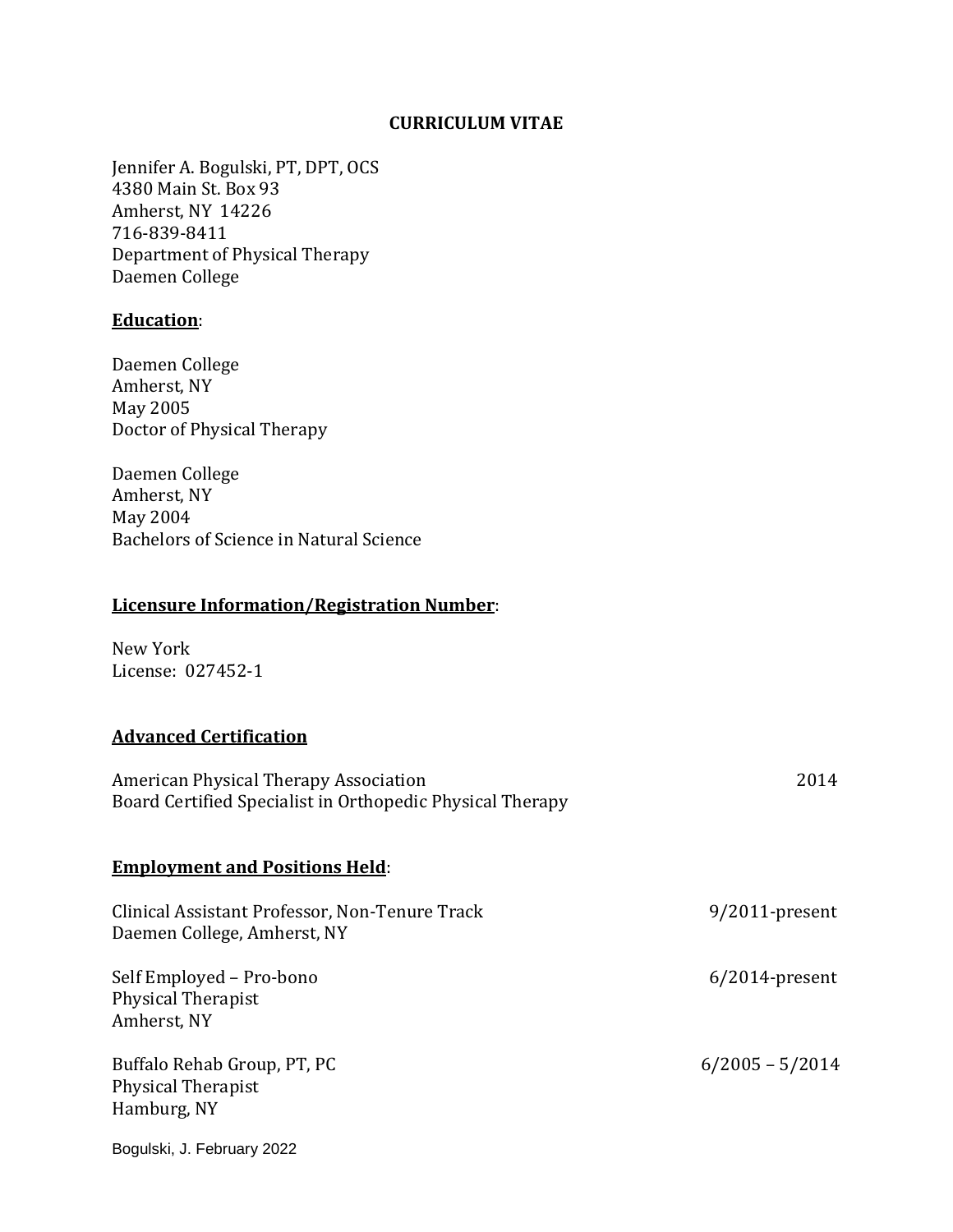# CURRICULUM VITAE

Jennifer A. Bogulski, PT, DPT, OCS
4380 Main St. Box 93
Amherst, NY 14226
716-839-8411
Department of Physical Therapy
Daemen College

## **Education**:

Daemen College
Amherst, NY
May 2005
Doctor of Physical Therapy

Daemen College
Amherst, NY
May 2004
Bachelors of Science in Natural Science

## **Licensure Information/Registration Number**:

New York
License: 027452-1

## **Advanced Certification**

American Physical Therapy Association — 2014
Board Certified Specialist in Orthopedic Physical Therapy

## **Employment and Positions Held**:

Clinical Assistant Professor, Non-Tenure Track — 9/2011-present
Daemen College, Amherst, NY

Self Employed – Pro-bono — 6/2014-present
Physical Therapist
Amherst, NY

Buffalo Rehab Group, PT, PC — 6/2005 – 5/2014
Physical Therapist
Hamburg, NY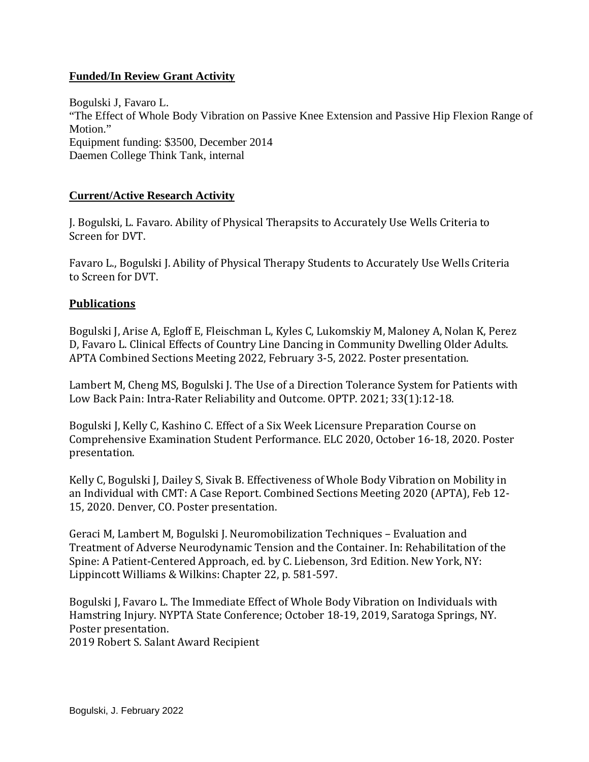## Funded/In Review Grant Activity

Bogulski J, Favaro L.
"The Effect of Whole Body Vibration on Passive Knee Extension and Passive Hip Flexion Range of Motion."
Equipment funding: $3500, December 2014
Daemen College Think Tank, internal

## Current/Active Research Activity

J. Bogulski, L. Favaro. Ability of Physical Therapsits to Accurately Use Wells Criteria to Screen for DVT.

Favaro L., Bogulski J. Ability of Physical Therapy Students to Accurately Use Wells Criteria to Screen for DVT.

## Publications

Bogulski J, Arise A, Egloff E, Fleischman L, Kyles C, Lukomskiy M, Maloney A, Nolan K, Perez D, Favaro L. Clinical Effects of Country Line Dancing in Community Dwelling Older Adults. APTA Combined Sections Meeting 2022, February 3-5, 2022. Poster presentation.

Lambert M, Cheng MS, Bogulski J. The Use of a Direction Tolerance System for Patients with Low Back Pain: Intra-Rater Reliability and Outcome. OPTP. 2021; 33(1):12-18.

Bogulski J, Kelly C, Kashino C. Effect of a Six Week Licensure Preparation Course on Comprehensive Examination Student Performance. ELC 2020, October 16-18, 2020. Poster presentation.

Kelly C, Bogulski J, Dailey S, Sivak B. Effectiveness of Whole Body Vibration on Mobility in an Individual with CMT: A Case Report. Combined Sections Meeting 2020 (APTA), Feb 12-15, 2020. Denver, CO. Poster presentation.

Geraci M, Lambert M, Bogulski J. Neuromobilization Techniques – Evaluation and Treatment of Adverse Neurodynamic Tension and the Container. In: Rehabilitation of the Spine: A Patient-Centered Approach, ed. by C. Liebenson, 3rd Edition. New York, NY: Lippincott Williams & Wilkins: Chapter 22, p. 581-597.

Bogulski J, Favaro L. The Immediate Effect of Whole Body Vibration on Individuals with Hamstring Injury. NYPTA State Conference; October 18-19, 2019, Saratoga Springs, NY. Poster presentation.
2019 Robert S. Salant Award Recipient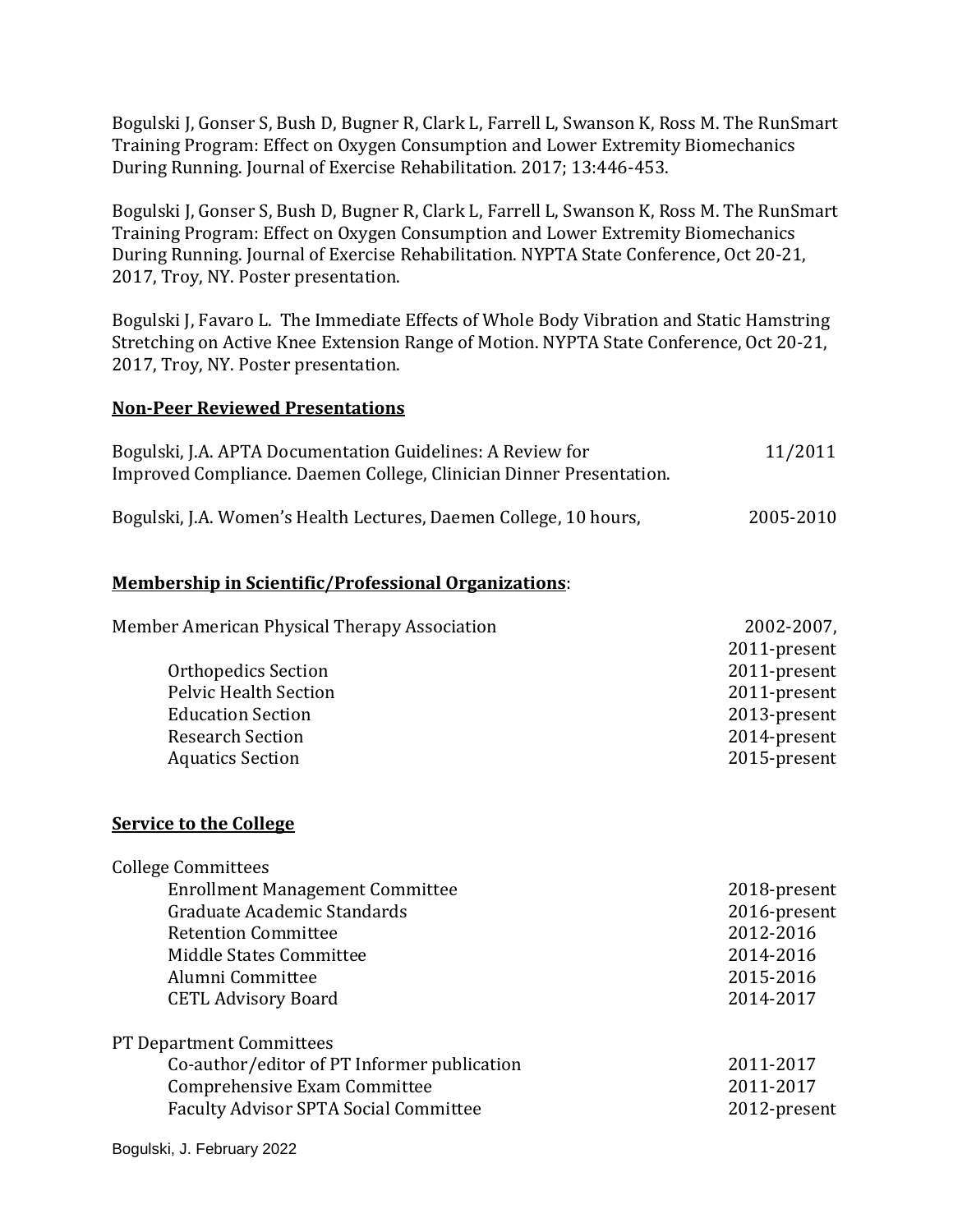Bogulski J, Gonser S, Bush D, Bugner R, Clark L, Farrell L, Swanson K, Ross M. The RunSmart Training Program: Effect on Oxygen Consumption and Lower Extremity Biomechanics During Running. Journal of Exercise Rehabilitation. 2017; 13:446-453.

Bogulski J, Gonser S, Bush D, Bugner R, Clark L, Farrell L, Swanson K, Ross M. The RunSmart Training Program: Effect on Oxygen Consumption and Lower Extremity Biomechanics During Running. Journal of Exercise Rehabilitation. NYPTA State Conference, Oct 20-21, 2017, Troy, NY. Poster presentation.

Bogulski J, Favaro L. The Immediate Effects of Whole Body Vibration and Static Hamstring Stretching on Active Knee Extension Range of Motion. NYPTA State Conference, Oct 20-21, 2017, Troy, NY. Poster presentation.

## Non-Peer Reviewed Presentations

| | |
|---|---|
| Bogulski, J.A. APTA Documentation Guidelines: A Review for Improved Compliance. Daemen College, Clinician Dinner Presentation. | 11/2011 |
| Bogulski, J.A. Women's Health Lectures, Daemen College, 10 hours, | 2005-2010 |

## Membership in Scientific/Professional Organizations:

| | |
|---|---|
| Member American Physical Therapy Association | 2002-2007, 2011-present |
| Orthopedics Section | 2011-present |
| Pelvic Health Section | 2011-present |
| Education Section | 2013-present |
| Research Section | 2014-present |
| Aquatics Section | 2015-present |

## Service to the College

College Committees

| | |
|---|---|
| Enrollment Management Committee | 2018-present |
| Graduate Academic Standards | 2016-present |
| Retention Committee | 2012-2016 |
| Middle States Committee | 2014-2016 |
| Alumni Committee | 2015-2016 |
| CETL Advisory Board | 2014-2017 |

PT Department Committees

| | |
|---|---|
| Co-author/editor of PT Informer publication | 2011-2017 |
| Comprehensive Exam Committee | 2011-2017 |
| Faculty Advisor SPTA Social Committee | 2012-present |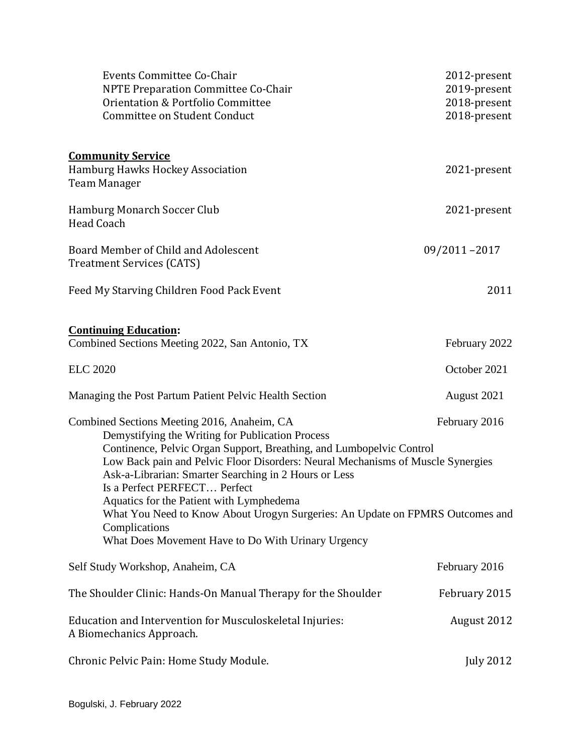Events Committee Co-Chair 2012-present
NPTE Preparation Committee Co-Chair 2019-present
Orientation & Portfolio Committee 2018-present
Committee on Student Conduct 2018-present

**Community Service**

Hamburg Hawks Hockey Association 2021-present
Team Manager

Hamburg Monarch Soccer Club 2021-present
Head Coach

Board Member of Child and Adolescent Treatment Services (CATS) 09/2011 –2017

Feed My Starving Children Food Pack Event 2011

**Continuing Education:**

Combined Sections Meeting 2022, San Antonio, TX February 2022

ELC 2020 October 2021

Managing the Post Partum Patient Pelvic Health Section August 2021

Combined Sections Meeting 2016, Anaheim, CA February 2016
- Demystifying the Writing for Publication Process
- Continence, Pelvic Organ Support, Breathing, and Lumbopelvic Control
- Low Back pain and Pelvic Floor Disorders: Neural Mechanisms of Muscle Synergies
- Ask-a-Librarian: Smarter Searching in 2 Hours or Less
- Is a Perfect PERFECT… Perfect
- Aquatics for the Patient with Lymphedema
- What You Need to Know About Urogyn Surgeries: An Update on FPMRS Outcomes and Complications
- What Does Movement Have to Do With Urinary Urgency

Self Study Workshop, Anaheim, CA February 2016

The Shoulder Clinic: Hands-On Manual Therapy for the Shoulder February 2015

Education and Intervention for Musculoskeletal Injuries: A Biomechanics Approach. August 2012

Chronic Pelvic Pain: Home Study Module. July 2012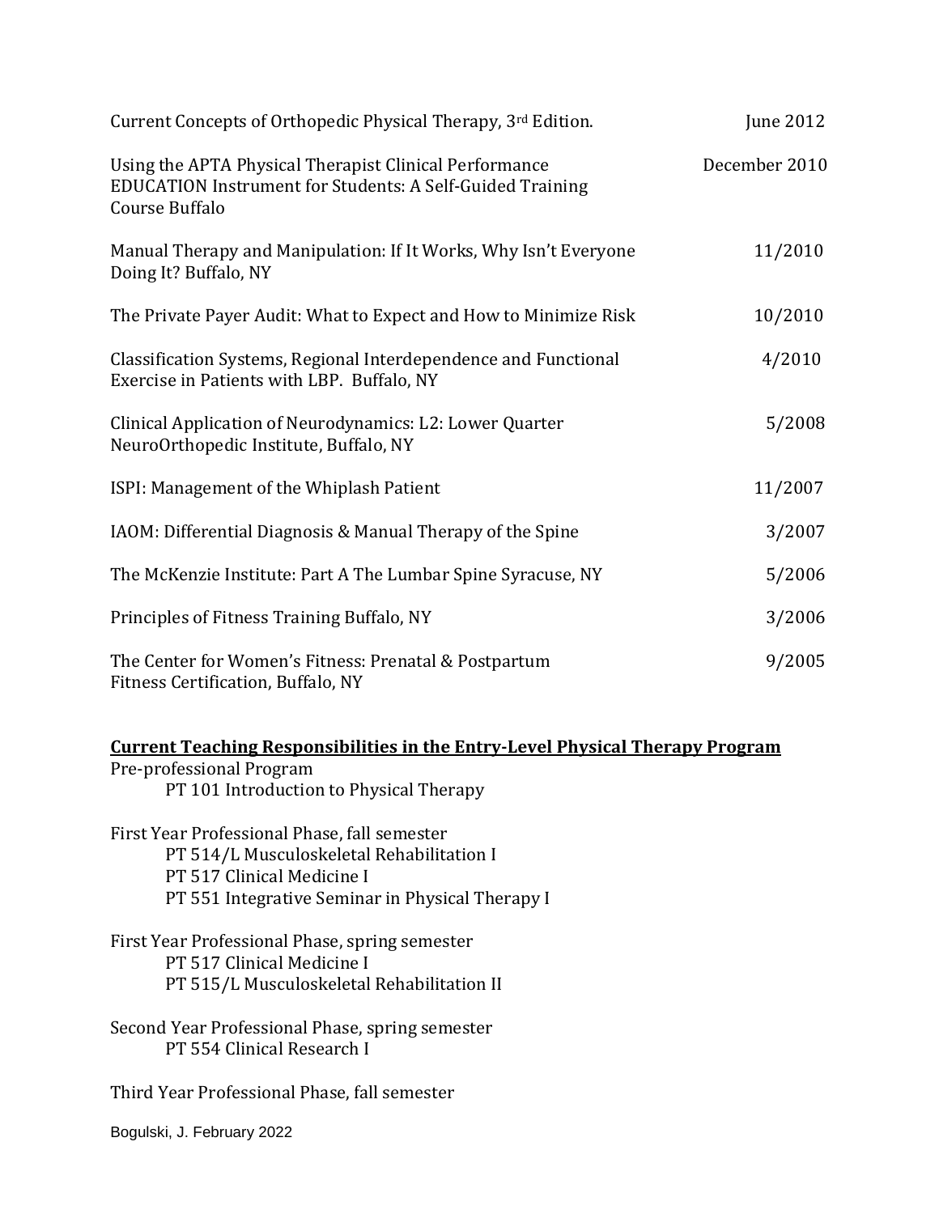| | |
|---|---|
| Current Concepts of Orthopedic Physical Therapy, 3rd Edition. | June 2012 |
| Using the APTA Physical Therapist Clinical Performance EDUCATION Instrument for Students: A Self-Guided Training Course Buffalo | December 2010 |
| Manual Therapy and Manipulation: If It Works, Why Isn't Everyone Doing It? Buffalo, NY | 11/2010 |
| The Private Payer Audit: What to Expect and How to Minimize Risk | 10/2010 |
| Classification Systems, Regional Interdependence and Functional Exercise in Patients with LBP. Buffalo, NY | 4/2010 |
| Clinical Application of Neurodynamics: L2: Lower Quarter NeuroOrthopedic Institute, Buffalo, NY | 5/2008 |
| ISPI: Management of the Whiplash Patient | 11/2007 |
| IAOM: Differential Diagnosis & Manual Therapy of the Spine | 3/2007 |
| The McKenzie Institute: Part A The Lumbar Spine Syracuse, NY | 5/2006 |
| Principles of Fitness Training Buffalo, NY | 3/2006 |
| The Center for Women's Fitness: Prenatal & Postpartum Fitness Certification, Buffalo, NY | 9/2005 |

## Current Teaching Responsibilities in the Entry-Level Physical Therapy Program

Pre-professional Program
- PT 101 Introduction to Physical Therapy

First Year Professional Phase, fall semester
- PT 514/L Musculoskeletal Rehabilitation I
- PT 517 Clinical Medicine I
- PT 551 Integrative Seminar in Physical Therapy I

First Year Professional Phase, spring semester
- PT 517 Clinical Medicine I
- PT 515/L Musculoskeletal Rehabilitation II

Second Year Professional Phase, spring semester
- PT 554 Clinical Research I

Third Year Professional Phase, fall semester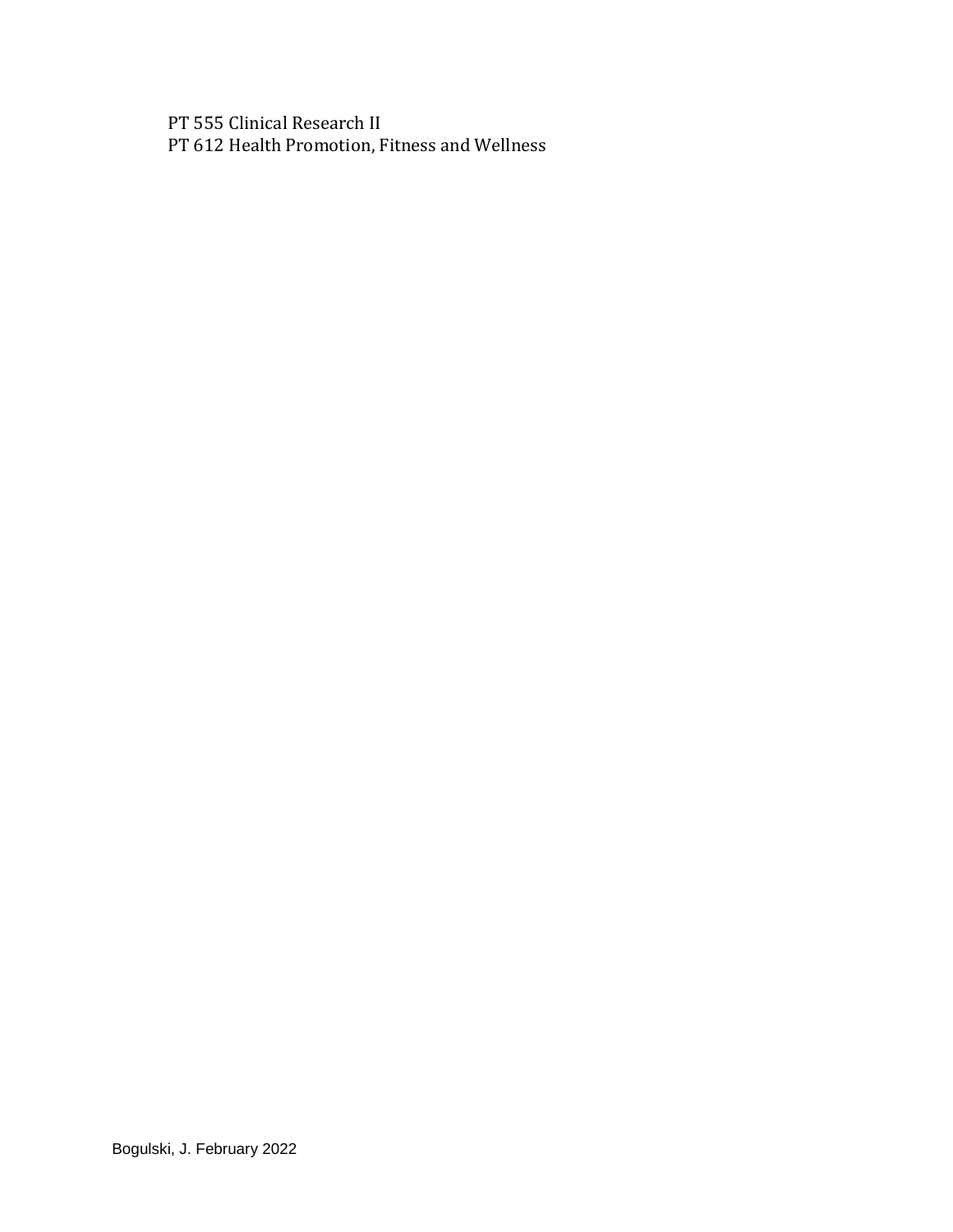PT 555 Clinical Research II
PT 612 Health Promotion, Fitness and Wellness